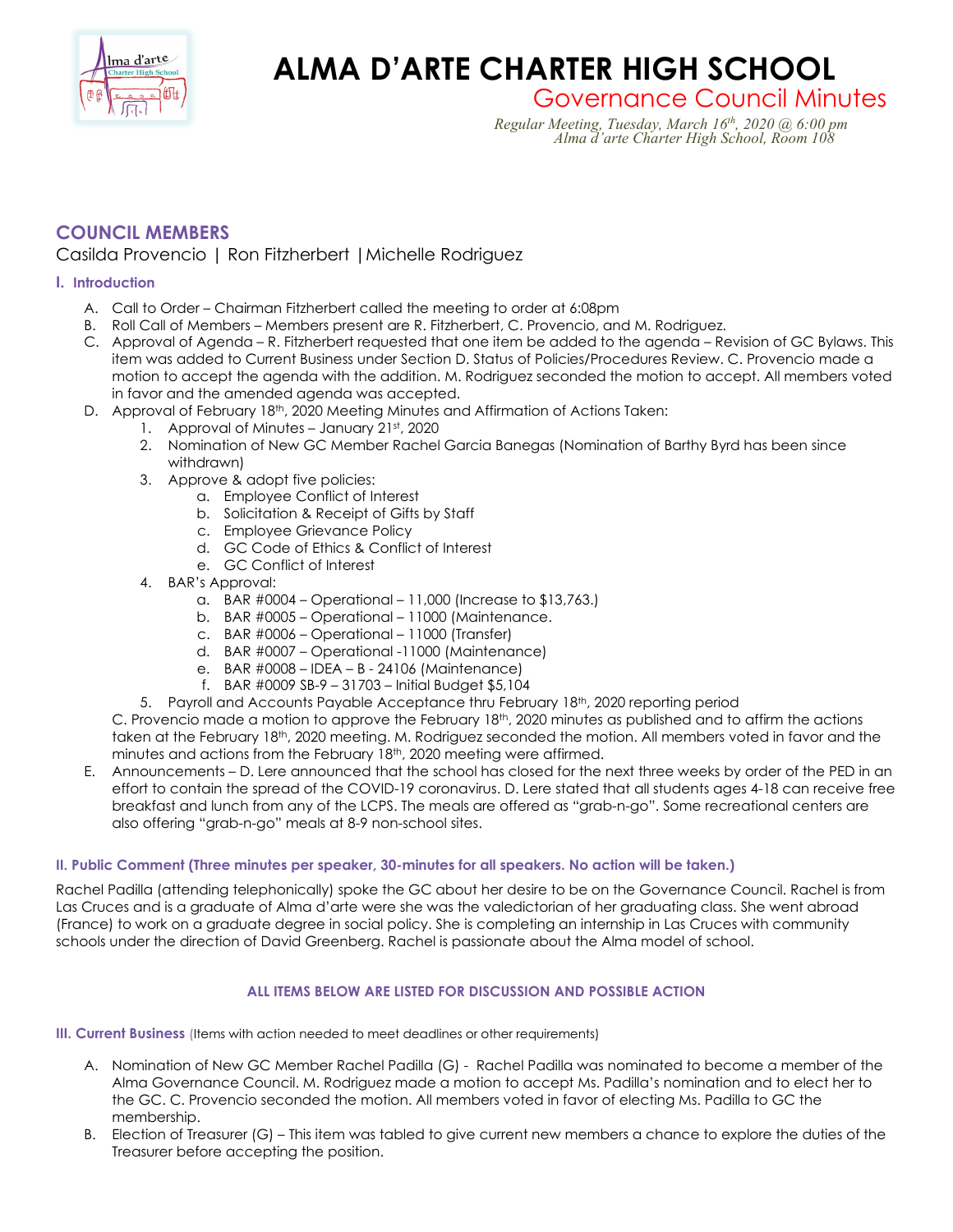# ALMA D'ARTE CHARTER HIGH SCHOOL

## Governance Council Minutes

*Regular Meeting, Tuesday, March 16th, 2020 @ 6:00 pm*
*Alma d'arte Charter High School, Room 108*

## COUNCIL MEMBERS

Casilda Provencio | Ron Fitzherbert | Michelle Rodriguez

### I. Introduction

A. Call to Order – Chairman Fitzherbert called the meeting to order at 6:08pm

B. Roll Call of Members – Members present are R. Fitzherbert, C. Provencio, and M. Rodriguez.

C. Approval of Agenda – R. Fitzherbert requested that one item be added to the agenda – Revision of GC Bylaws. This item was added to Current Business under Section D. Status of Policies/Procedures Review. C. Provencio made a motion to accept the agenda with the addition. M. Rodriguez seconded the motion to accept. All members voted in favor and the amended agenda was accepted.

D. Approval of February 18th, 2020 Meeting Minutes and Affirmation of Actions Taken:

1. Approval of Minutes – January 21st, 2020
2. Nomination of New GC Member Rachel Garcia Banegas (Nomination of Barthy Byrd has been since withdrawn)
3. Approve & adopt five policies:
   a. Employee Conflict of Interest
   b. Solicitation & Receipt of Gifts by Staff
   c. Employee Grievance Policy
   d. GC Code of Ethics & Conflict of Interest
   e. GC Conflict of Interest
4. BAR's Approval:
   a. BAR #0004 – Operational – 11,000 (Increase to $13,763.)
   b. BAR #0005 – Operational – 11000 (Maintenance.
   c. BAR #0006 – Operational – 11000 (Transfer)
   d. BAR #0007 – Operational -11000 (Maintenance)
   e. BAR #0008 – IDEA – B - 24106 (Maintenance)
   f. BAR #0009 SB-9 – 31703 – Initial Budget $5,104
5. Payroll and Accounts Payable Acceptance thru February 18th, 2020 reporting period

C. Provencio made a motion to approve the February 18th, 2020 minutes as published and to affirm the actions taken at the February 18th, 2020 meeting. M. Rodriguez seconded the motion. All members voted in favor and the minutes and actions from the February 18th, 2020 meeting were affirmed.

E. Announcements – D. Lere announced that the school has closed for the next three weeks by order of the PED in an effort to contain the spread of the COVID-19 coronavirus. D. Lere stated that all students ages 4-18 can receive free breakfast and lunch from any of the LCPS. The meals are offered as "grab-n-go". Some recreational centers are also offering "grab-n-go" meals at 8-9 non-school sites.

### II. Public Comment (Three minutes per speaker, 30-minutes for all speakers. No action will be taken.)

Rachel Padilla (attending telephonically) spoke the GC about her desire to be on the Governance Council. Rachel is from Las Cruces and is a graduate of Alma d'arte were she was the valedictorian of her graduating class. She went abroad (France) to work on a graduate degree in social policy. She is completing an internship in Las Cruces with community schools under the direction of David Greenberg. Rachel is passionate about the Alma model of school.

**ALL ITEMS BELOW ARE LISTED FOR DISCUSSION AND POSSIBLE ACTION**

### III. Current Business (Items with action needed to meet deadlines or other requirements)

A. Nomination of New GC Member Rachel Padilla (G) - Rachel Padilla was nominated to become a member of the Alma Governance Council. M. Rodriguez made a motion to accept Ms. Padilla's nomination and to elect her to the GC. C. Provencio seconded the motion. All members voted in favor of electing Ms. Padilla to GC the membership.

B. Election of Treasurer (G) – This item was tabled to give current new members a chance to explore the duties of the Treasurer before accepting the position.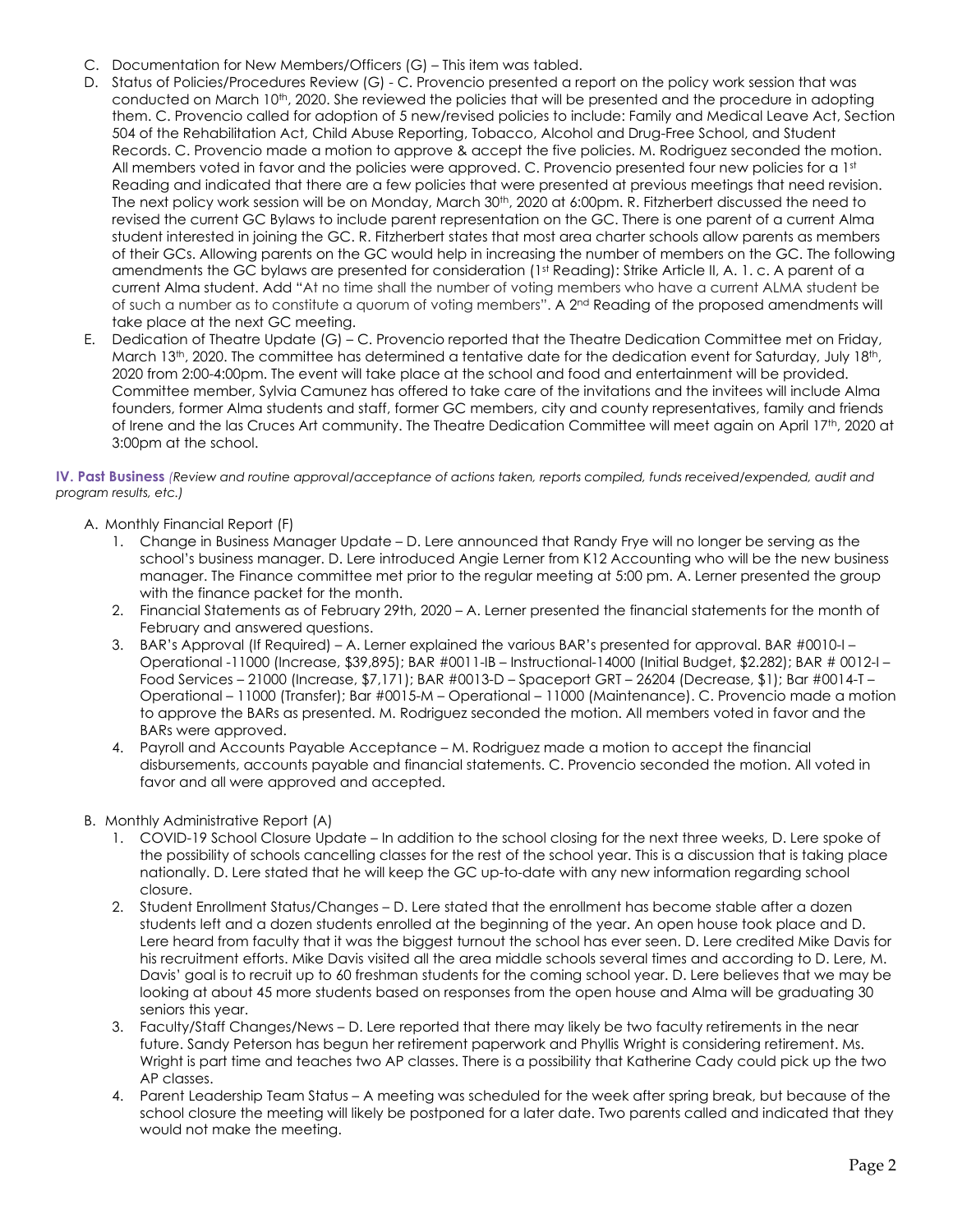C. Documentation for New Members/Officers (G) – This item was tabled.

D. Status of Policies/Procedures Review (G) - C. Provencio presented a report on the policy work session that was conducted on March 10th, 2020. She reviewed the policies that will be presented and the procedure in adopting them. C. Provencio called for adoption of 5 new/revised policies to include: Family and Medical Leave Act, Section 504 of the Rehabilitation Act, Child Abuse Reporting, Tobacco, Alcohol and Drug-Free School, and Student Records. C. Provencio made a motion to approve & accept the five policies. M. Rodriguez seconded the motion. All members voted in favor and the policies were approved. C. Provencio presented four new policies for a 1st Reading and indicated that there are a few policies that were presented at previous meetings that need revision. The next policy work session will be on Monday, March 30th, 2020 at 6:00pm. R. Fitzherbert discussed the need to revised the current GC Bylaws to include parent representation on the GC. There is one parent of a current Alma student interested in joining the GC. R. Fitzherbert states that most area charter schools allow parents as members of their GCs. Allowing parents on the GC would help in increasing the number of members on the GC. The following amendments the GC bylaws are presented for consideration (1st Reading): Strike Article II, A. 1. c. A parent of a current Alma student. Add "At no time shall the number of voting members who have a current ALMA student be of such a number as to constitute a quorum of voting members". A 2nd Reading of the proposed amendments will take place at the next GC meeting.

E. Dedication of Theatre Update (G) – C. Provencio reported that the Theatre Dedication Committee met on Friday, March 13th, 2020. The committee has determined a tentative date for the dedication event for Saturday, July 18th, 2020 from 2:00-4:00pm. The event will take place at the school and food and entertainment will be provided. Committee member, Sylvia Camunez has offered to take care of the invitations and the invitees will include Alma founders, former Alma students and staff, former GC members, city and county representatives, family and friends of Irene and the las Cruces Art community. The Theatre Dedication Committee will meet again on April 17th, 2020 at 3:00pm at the school.

**IV. Past Business** *(Review and routine approval/acceptance of actions taken, reports compiled, funds received/expended, audit and program results, etc.)*

A. Monthly Financial Report (F)

1. Change in Business Manager Update – D. Lere announced that Randy Frye will no longer be serving as the school's business manager. D. Lere introduced Angie Lerner from K12 Accounting who will be the new business manager. The Finance committee met prior to the regular meeting at 5:00 pm. A. Lerner presented the group with the finance packet for the month.
2. Financial Statements as of February 29th, 2020 – A. Lerner presented the financial statements for the month of February and answered questions.
3. BAR's Approval (If Required) – A. Lerner explained the various BAR's presented for approval. BAR #0010-I – Operational -11000 (Increase, $39,895); BAR #0011-IB – Instructional-14000 (Initial Budget, $2.282); BAR # 0012-I – Food Services – 21000 (Increase, $7,171); BAR #0013-D – Spaceport GRT – 26204 (Decrease, $1); Bar #0014-T – Operational – 11000 (Transfer); Bar #0015-M – Operational – 11000 (Maintenance). C. Provencio made a motion to approve the BARs as presented. M. Rodriguez seconded the motion. All members voted in favor and the BARs were approved.
4. Payroll and Accounts Payable Acceptance – M. Rodriguez made a motion to accept the financial disbursements, accounts payable and financial statements. C. Provencio seconded the motion. All voted in favor and all were approved and accepted.

B. Monthly Administrative Report (A)

1. COVID-19 School Closure Update – In addition to the school closing for the next three weeks, D. Lere spoke of the possibility of schools cancelling classes for the rest of the school year. This is a discussion that is taking place nationally. D. Lere stated that he will keep the GC up-to-date with any new information regarding school closure.
2. Student Enrollment Status/Changes – D. Lere stated that the enrollment has become stable after a dozen students left and a dozen students enrolled at the beginning of the year. An open house took place and D. Lere heard from faculty that it was the biggest turnout the school has ever seen. D. Lere credited Mike Davis for his recruitment efforts. Mike Davis visited all the area middle schools several times and according to D. Lere, M. Davis' goal is to recruit up to 60 freshman students for the coming school year. D. Lere believes that we may be looking at about 45 more students based on responses from the open house and Alma will be graduating 30 seniors this year.
3. Faculty/Staff Changes/News – D. Lere reported that there may likely be two faculty retirements in the near future. Sandy Peterson has begun her retirement paperwork and Phyllis Wright is considering retirement. Ms. Wright is part time and teaches two AP classes. There is a possibility that Katherine Cady could pick up the two AP classes.
4. Parent Leadership Team Status – A meeting was scheduled for the week after spring break, but because of the school closure the meeting will likely be postponed for a later date. Two parents called and indicated that they would not make the meeting.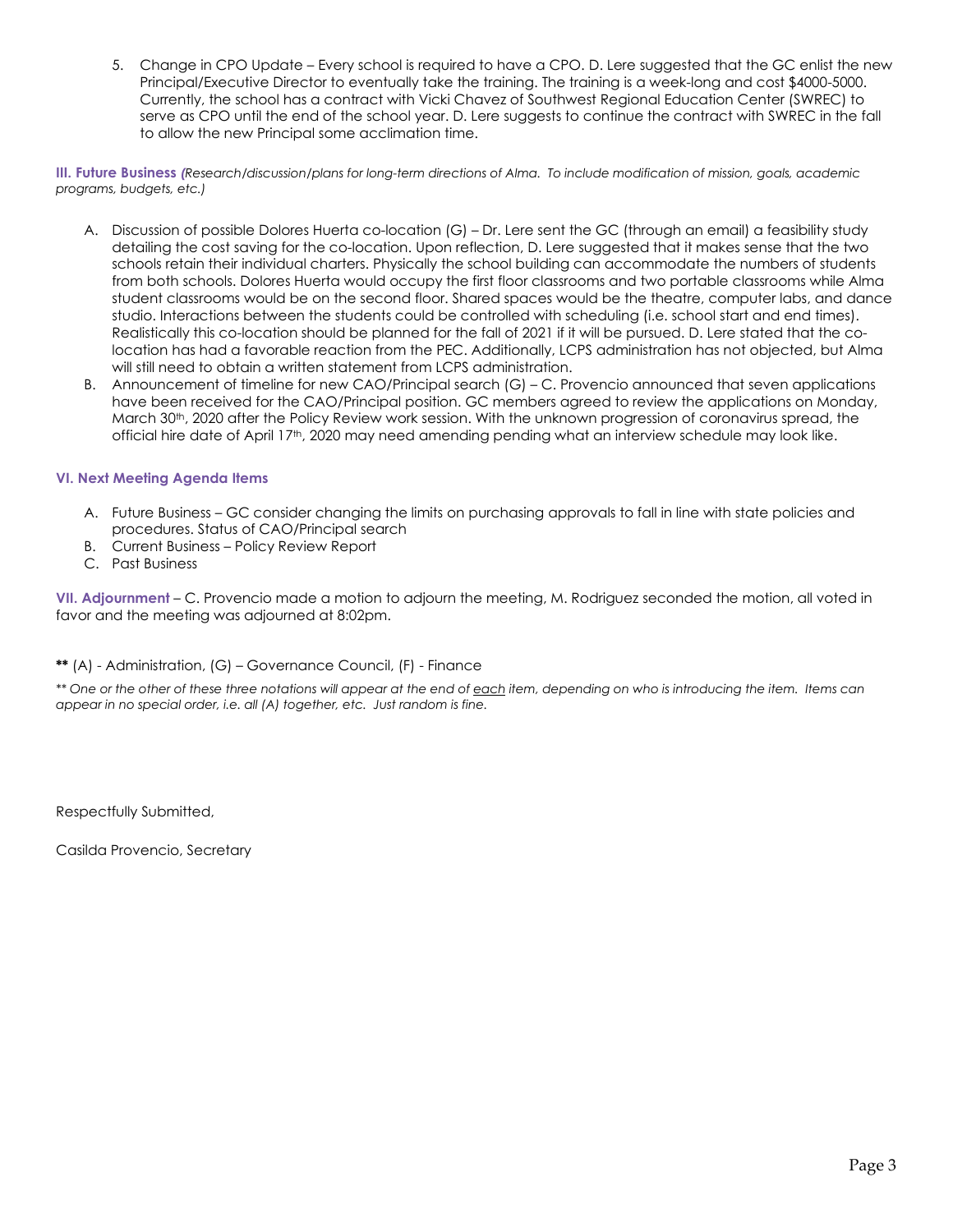5. Change in CPO Update – Every school is required to have a CPO. D. Lere suggested that the GC enlist the new Principal/Executive Director to eventually take the training. The training is a week-long and cost $4000-5000. Currently, the school has a contract with Vicki Chavez of Southwest Regional Education Center (SWREC) to serve as CPO until the end of the school year. D. Lere suggests to continue the contract with SWREC in the fall to allow the new Principal some acclimation time.

**III. Future Business** *(Research/discussion/plans for long-term directions of Alma. To include modification of mission, goals, academic programs, budgets, etc.)*

A. Discussion of possible Dolores Huerta co-location (G) – Dr. Lere sent the GC (through an email) a feasibility study detailing the cost saving for the co-location. Upon reflection, D. Lere suggested that it makes sense that the two schools retain their individual charters. Physically the school building can accommodate the numbers of students from both schools. Dolores Huerta would occupy the first floor classrooms and two portable classrooms while Alma student classrooms would be on the second floor. Shared spaces would be the theatre, computer labs, and dance studio. Interactions between the students could be controlled with scheduling (i.e. school start and end times). Realistically this co-location should be planned for the fall of 2021 if it will be pursued. D. Lere stated that the co-location has had a favorable reaction from the PEC. Additionally, LCPS administration has not objected, but Alma will still need to obtain a written statement from LCPS administration.
B. Announcement of timeline for new CAO/Principal search (G) – C. Provencio announced that seven applications have been received for the CAO/Principal position. GC members agreed to review the applications on Monday, March 30th, 2020 after the Policy Review work session. With the unknown progression of coronavirus spread, the official hire date of April 17th, 2020 may need amending pending what an interview schedule may look like.

**VI. Next Meeting Agenda Items**

A. Future Business – GC consider changing the limits on purchasing approvals to fall in line with state policies and procedures. Status of CAO/Principal search
B. Current Business – Policy Review Report
C. Past Business

**VII. Adjournment** – C. Provencio made a motion to adjourn the meeting, M. Rodriguez seconded the motion, all voted in favor and the meeting was adjourned at 8:02pm.

**\*\*** (A) - Administration, (G) – Governance Council, (F) - Finance

*\*\* One or the other of these three notations will appear at the end of each item, depending on who is introducing the item. Items can appear in no special order, i.e. all (A) together, etc. Just random is fine.*

Respectfully Submitted,

Casilda Provencio, Secretary